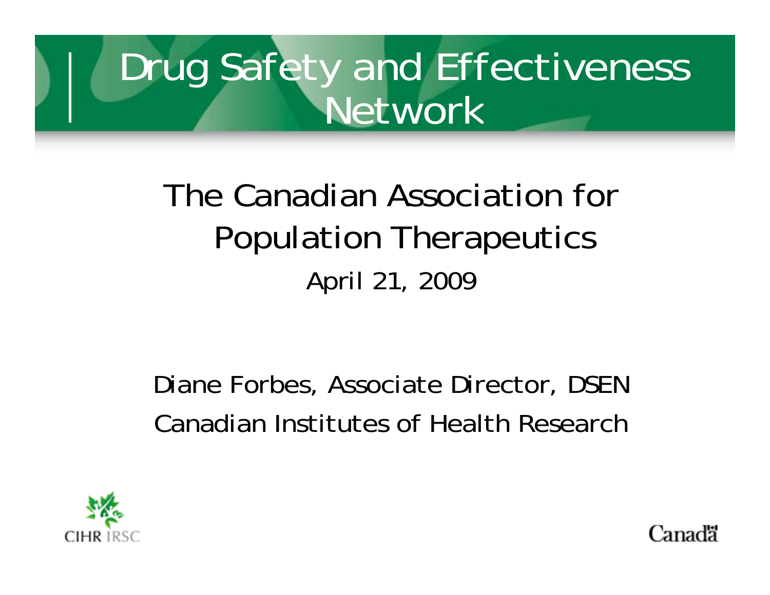# Drug Safety and Effectiveness Network

## The Canadian Association for Population Therapeutics

April 21, 2009

Diane Forbes, Associate Director, DSEN

Canadian Institutes of Health Research

CIHR IRSC

Canada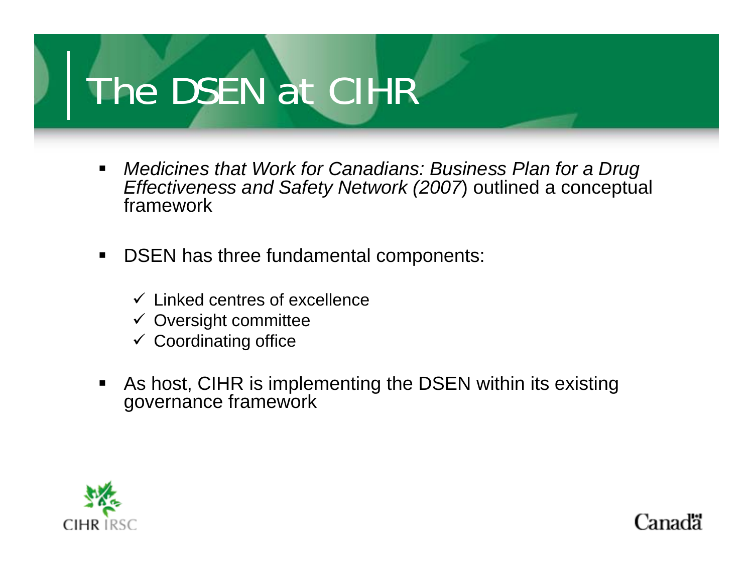# The DSEN at CIHR

- *Medicines that Work for Canadians: Business Plan for a Drug Effectiveness and Safety Network (2007*) outlined a conceptual framework

- DSEN has three fundamental components:

  - ✓ Linked centres of excellence
  - ✓ Oversight committee
  - ✓ Coordinating office

- As host, CIHR is implementing the DSEN within its existing governance framework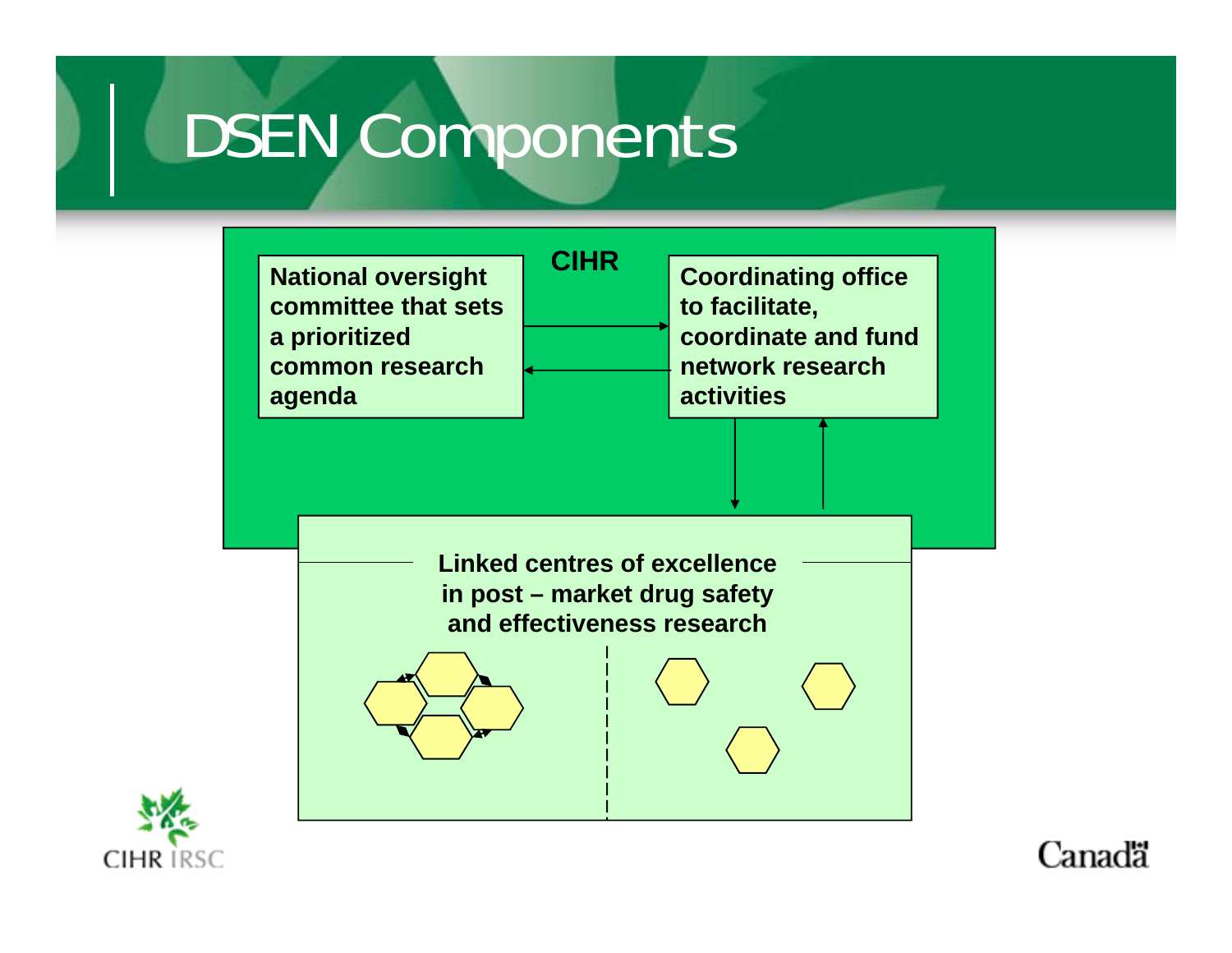# DSEN Components

**CIHR**

**National oversight committee that sets a prioritized common research agenda**

**Coordinating office to facilitate, coordinate and fund network research activities**

**Linked centres of excellence in post – market drug safety and effectiveness research**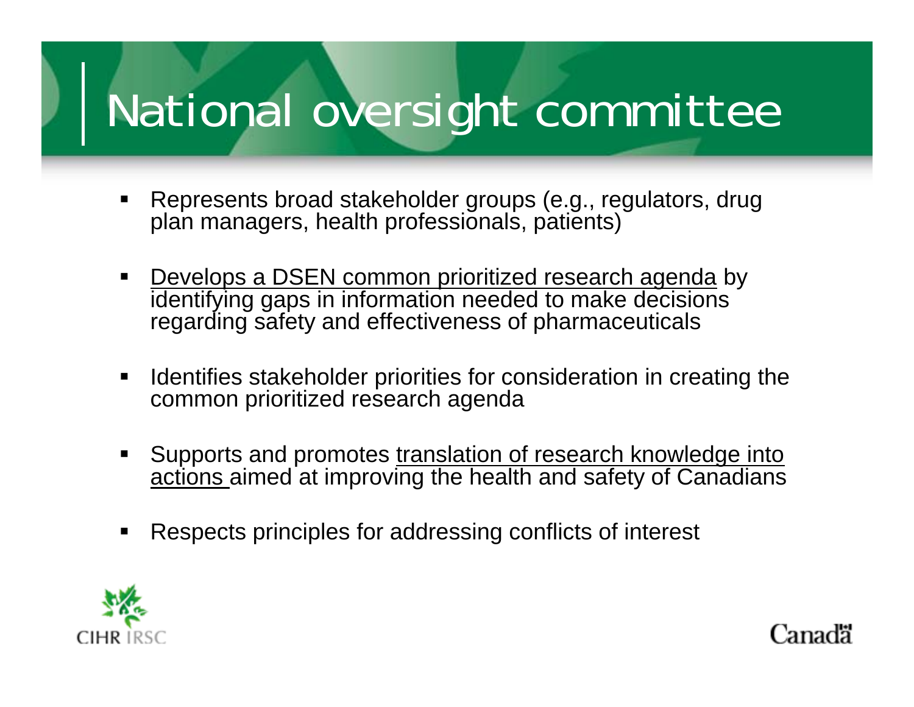# National oversight committee

- Represents broad stakeholder groups (e.g., regulators, drug plan managers, health professionals, patients)
- <u>Develops a DSEN common prioritized research agenda</u> by identifying gaps in information needed to make decisions regarding safety and effectiveness of pharmaceuticals
- Identifies stakeholder priorities for consideration in creating the common prioritized research agenda
- Supports and promotes <u>translation of research knowledge into actions</u> aimed at improving the health and safety of Canadians
- Respects principles for addressing conflicts of interest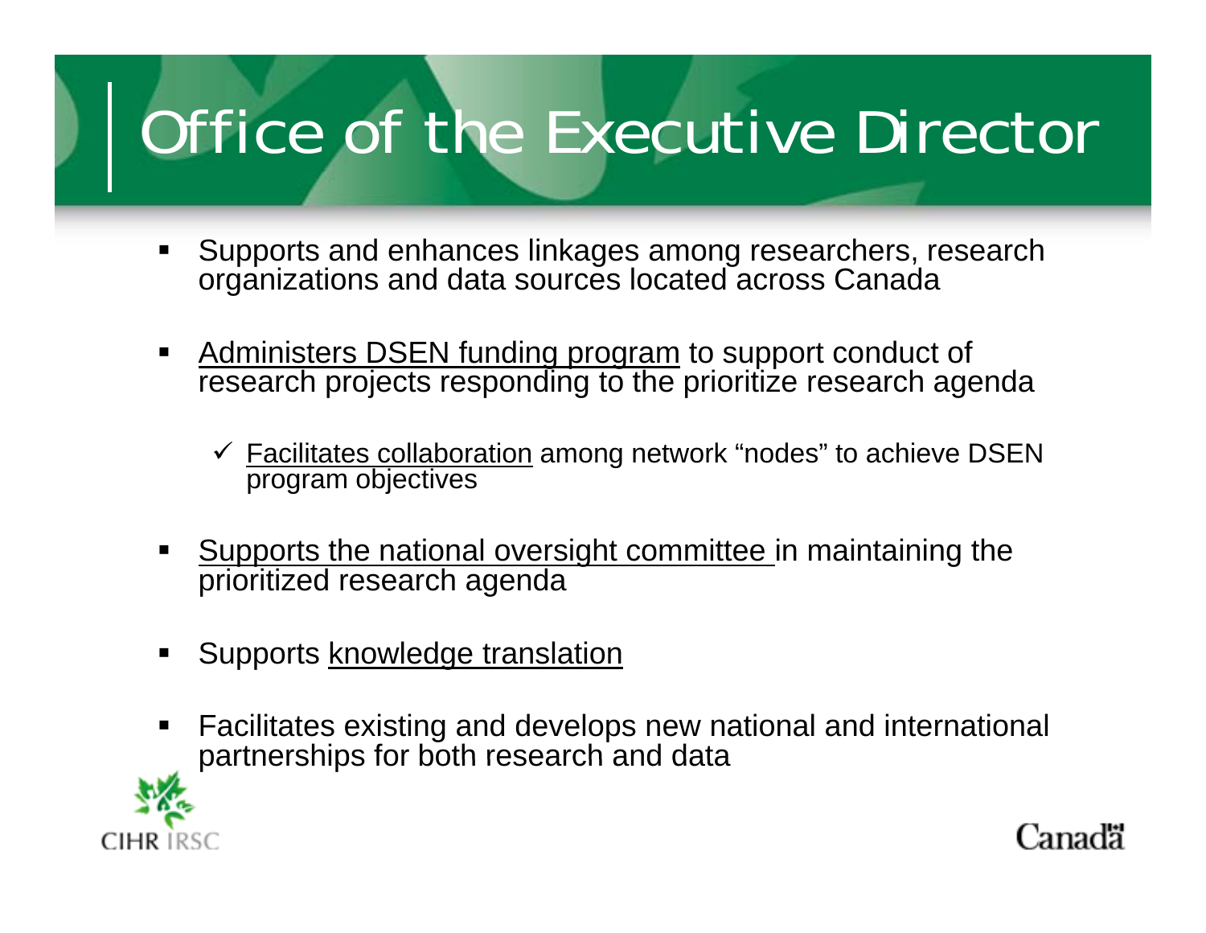# Office of the Executive Director

- Supports and enhances linkages among researchers, research organizations and data sources located across Canada
- Administers DSEN funding program to support conduct of research projects responding to the prioritize research agenda
  - ✓ Facilitates collaboration among network "nodes" to achieve DSEN program objectives
- Supports the national oversight committee in maintaining the prioritized research agenda
- Supports knowledge translation
- Facilitates existing and develops new national and international partnerships for both research and data

CIHR IRSC

Canada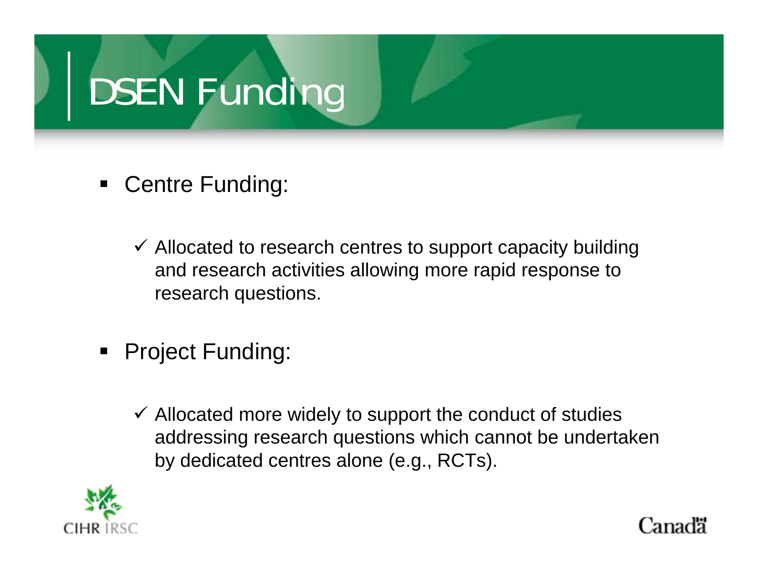# DSEN Funding

- Centre Funding:
  - ✓ Allocated to research centres to support capacity building and research activities allowing more rapid response to research questions.
- Project Funding:
  - ✓ Allocated more widely to support the conduct of studies addressing research questions which cannot be undertaken by dedicated centres alone (e.g., RCTs).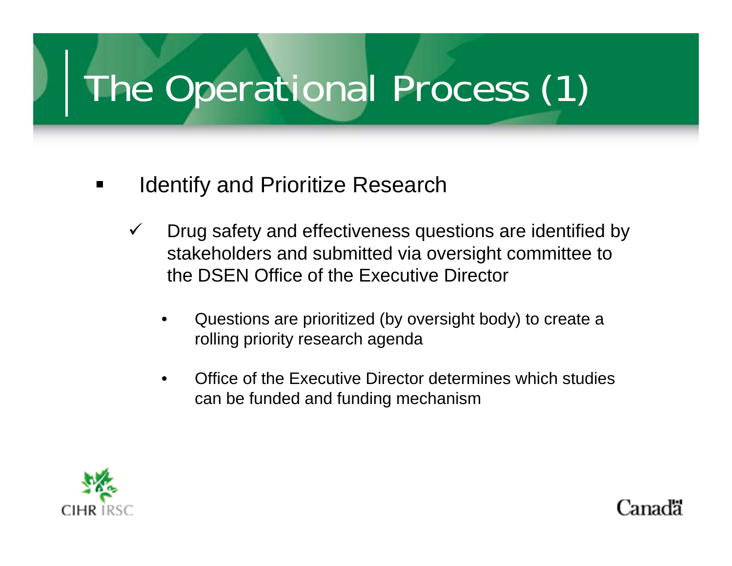# The Operational Process (1)

- Identify and Prioritize Research
  - ✓ Drug safety and effectiveness questions are identified by stakeholders and submitted via oversight committee to the DSEN Office of the Executive Director
    - Questions are prioritized (by oversight body) to create a rolling priority research agenda
    - Office of the Executive Director determines which studies can be funded and funding mechanism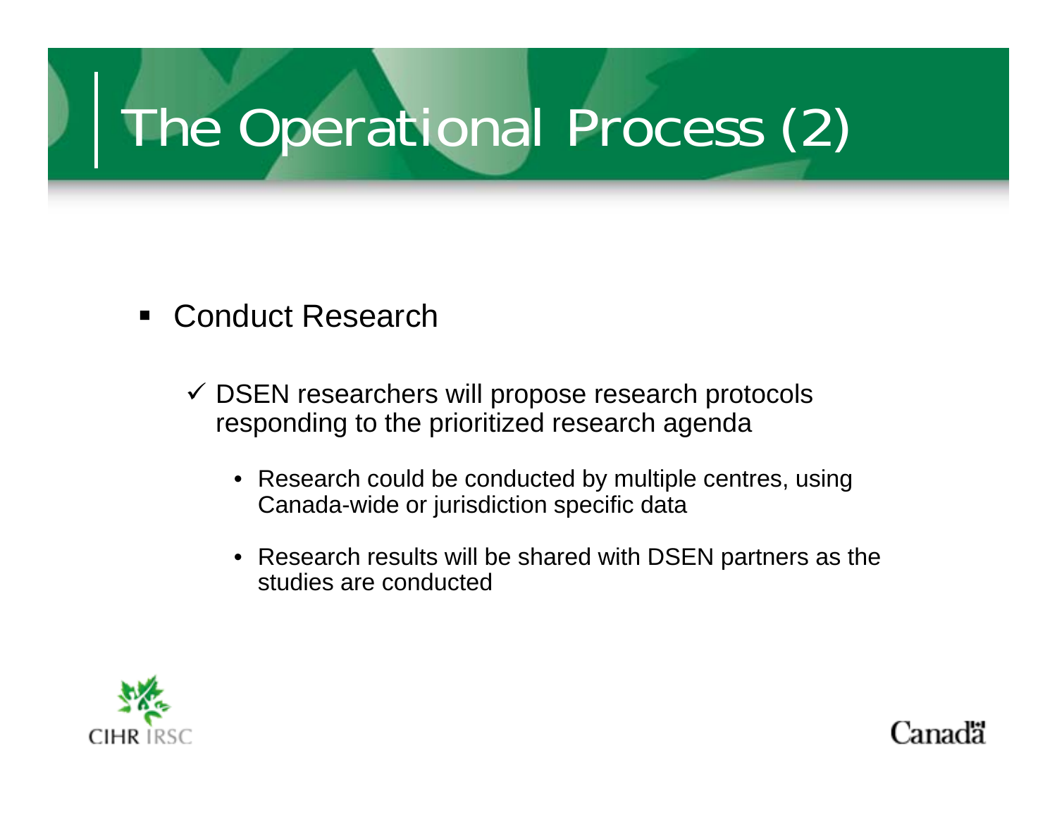# The Operational Process (2)

- Conduct Research
  - ✓ DSEN researchers will propose research protocols responding to the prioritized research agenda
    - Research could be conducted by multiple centres, using Canada-wide or jurisdiction specific data
    - Research results will be shared with DSEN partners as the studies are conducted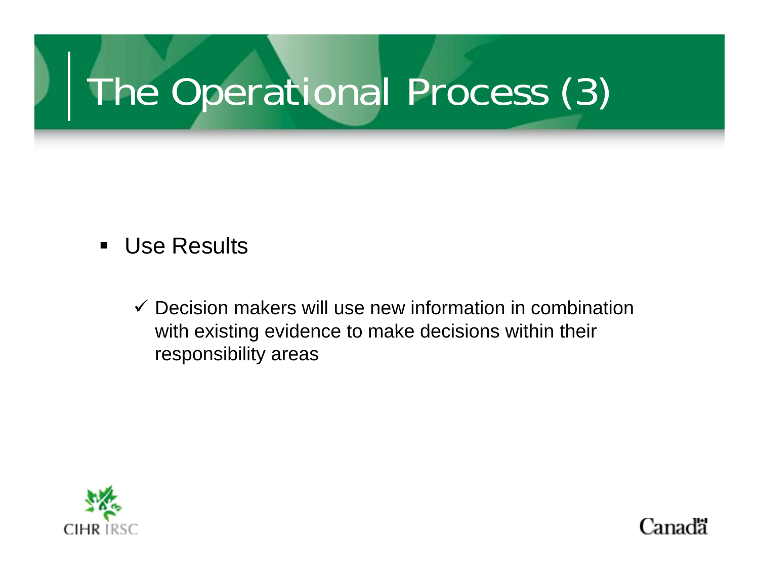# The Operational Process (3)

- Use Results

  - ✓ Decision makers will use new information in combination with existing evidence to make decisions within their responsibility areas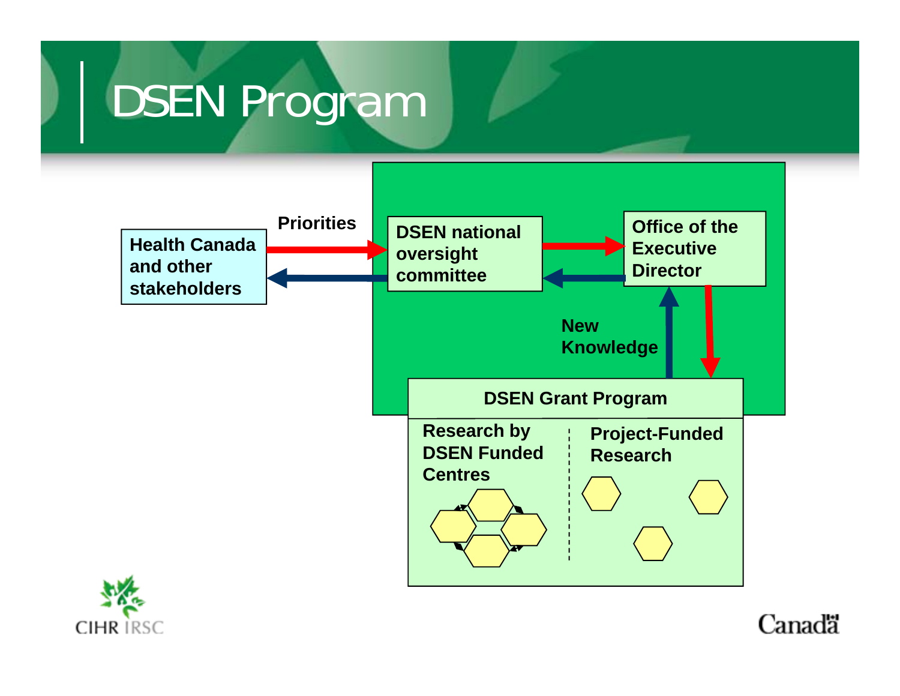# DSEN Program

Health Canada and other stakeholders

Priorities

DSEN national oversight committee

Office of the Executive Director

New Knowledge

DSEN Grant Program

Research by DSEN Funded Centres

Project-Funded Research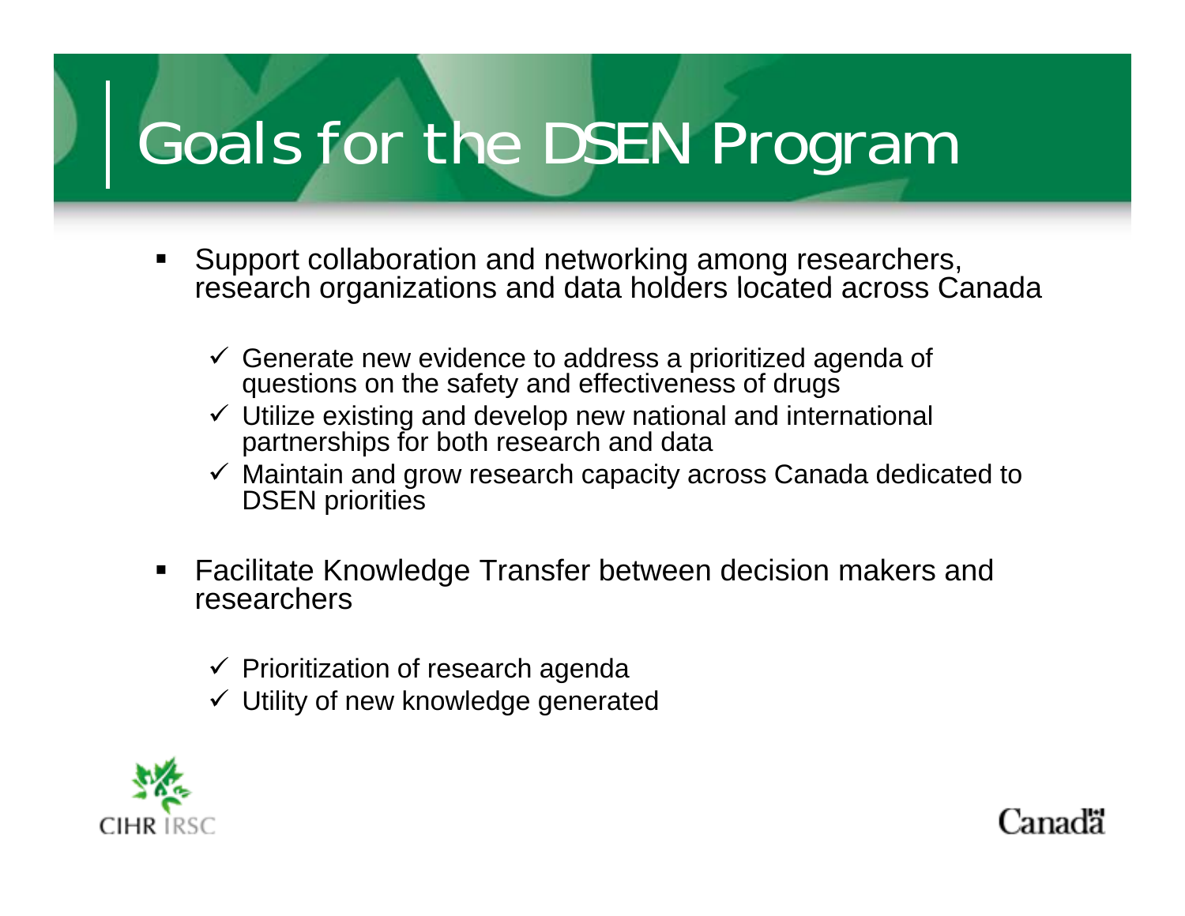# Goals for the DSEN Program

- Support collaboration and networking among researchers, research organizations and data holders located across Canada
  - ✓ Generate new evidence to address a prioritized agenda of questions on the safety and effectiveness of drugs
  - ✓ Utilize existing and develop new national and international partnerships for both research and data
  - ✓ Maintain and grow research capacity across Canada dedicated to DSEN priorities
- Facilitate Knowledge Transfer between decision makers and researchers
  - ✓ Prioritization of research agenda
  - ✓ Utility of new knowledge generated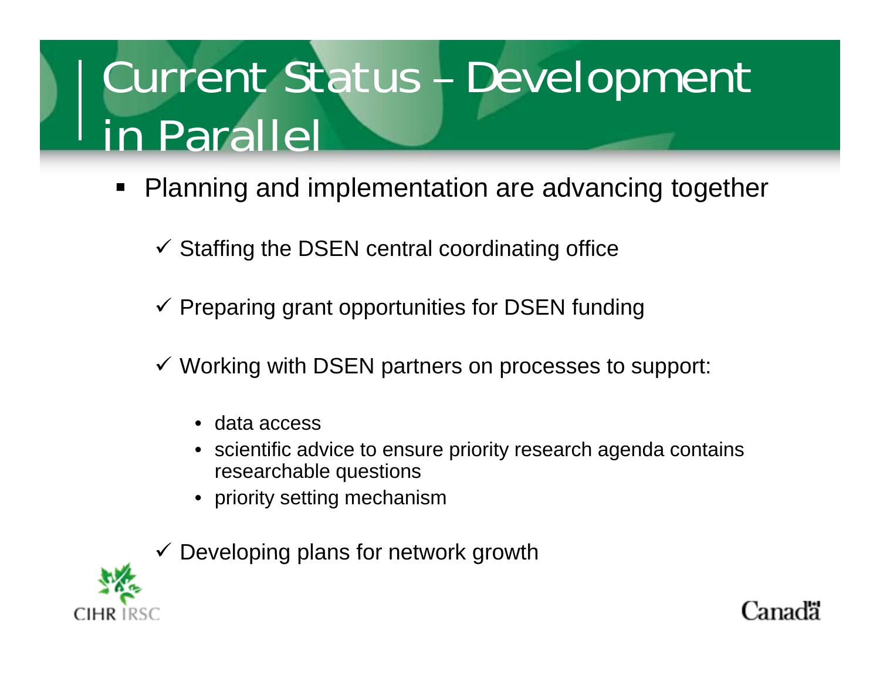# Current Status – Development in Parallel

- Planning and implementation are advancing together
  - ✓ Staffing the DSEN central coordinating office
  - ✓ Preparing grant opportunities for DSEN funding
  - ✓ Working with DSEN partners on processes to support:
    - data access
    - scientific advice to ensure priority research agenda contains researchable questions
    - priority setting mechanism
  - ✓ Developing plans for network growth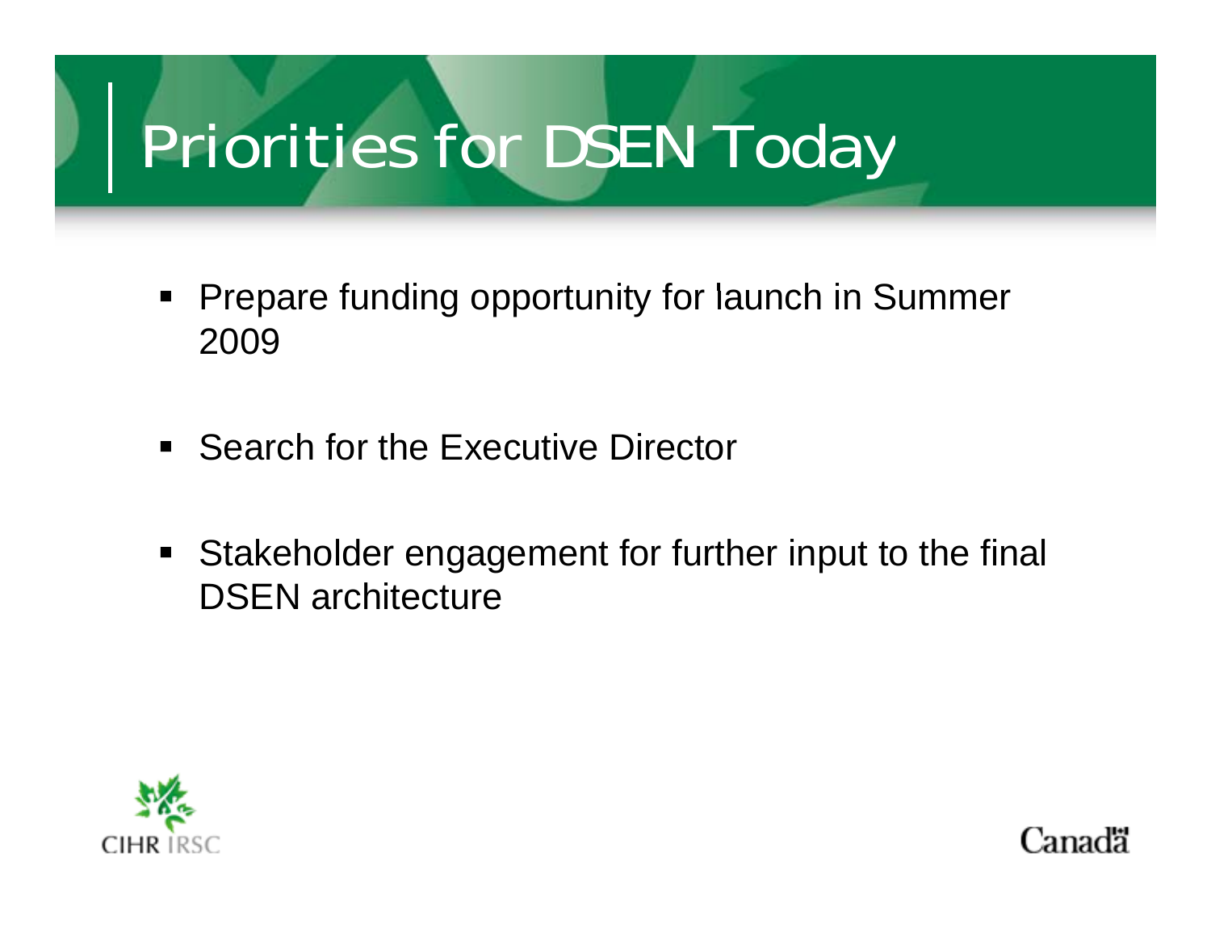# Priorities for DSEN Today

- Prepare funding opportunity for launch in Summer 2009
- Search for the Executive Director
- Stakeholder engagement for further input to the final DSEN architecture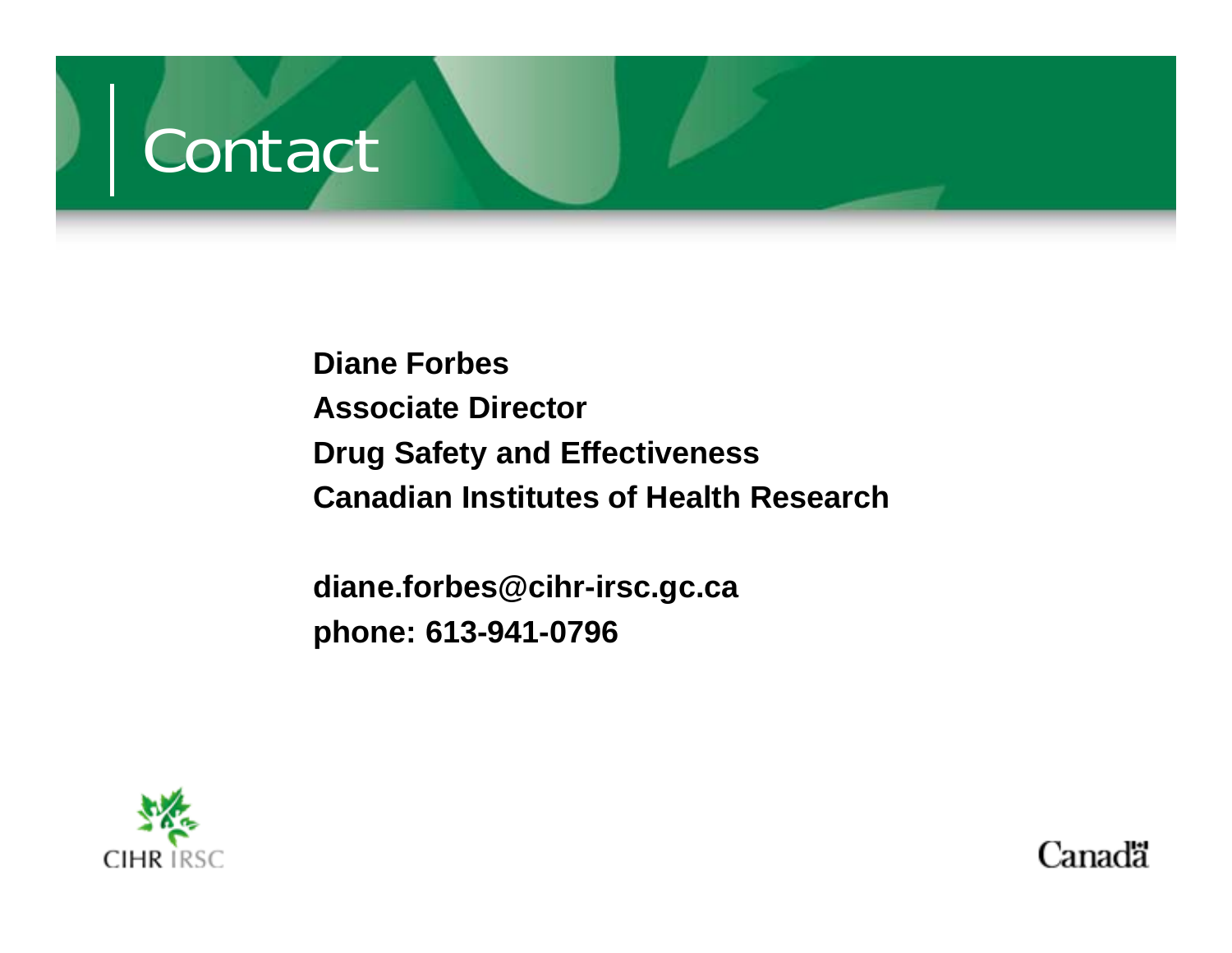# Contact

**Diane Forbes**
**Associate Director**
**Drug Safety and Effectiveness**
**Canadian Institutes of Health Research**

**diane.forbes@cihr-irsc.gc.ca**
**phone: 613-941-0796**